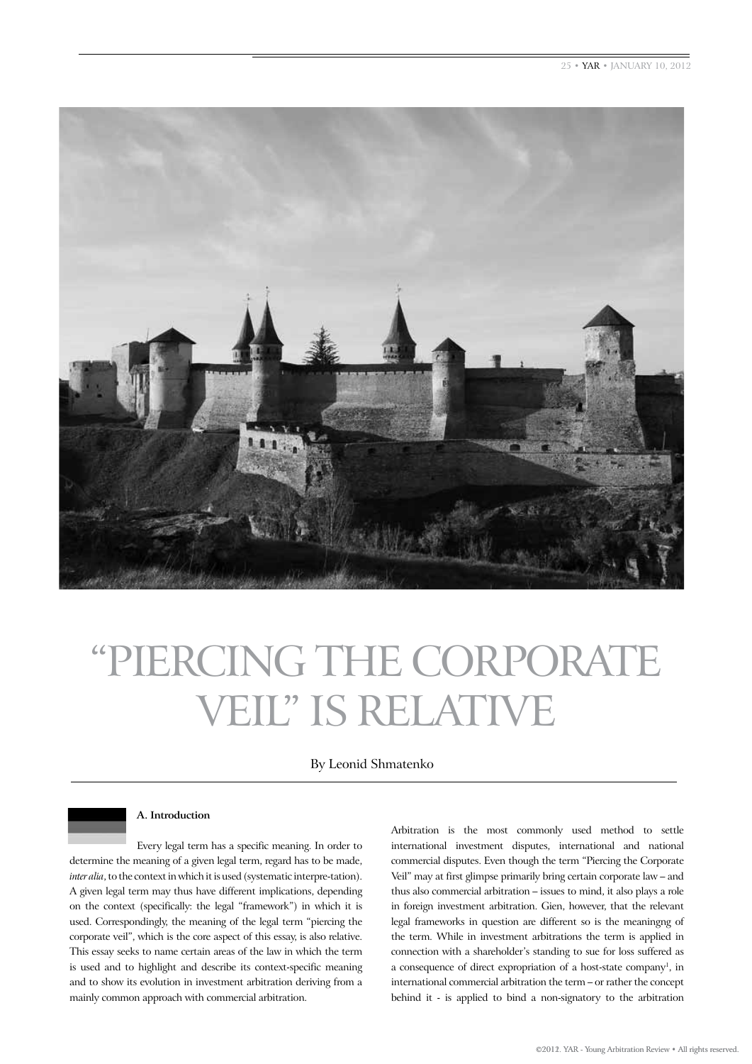# "PIERCING THE CORPORATE VEIL" IS RELATIVE

By Leonid Shmatenko

### A. Introduction

Every legal term has a specific meaning. In order to determine the meaning of a given legal term, regard has to be made, *inter alia*, to the context in which it is used (systematic interpre-tation). A given legal term may thus have different implications, depending on the context (specifically: the legal "framework") in which it is used. Correspondingly, the meaning of the legal term "piercing the corporate veil", which is the core aspect of this essay, is also relative. This essay seeks to name certain areas of the law in which the term is used and to highlight and describe its context-specific meaning and to show its evolution in investment arbitration deriving from a mainly common approach with commercial arbitration.

Arbitration is the most commonly used method to settle international investment disputes, international and national commercial disputes. Even though the term "Piercing the Corporate Veil" may at first glimpse primarily bring certain corporate law – and thus also commercial arbitration – issues to mind, it also plays a role in foreign investment arbitration. Gien, however, that the relevant legal frameworks in question are different so is the meaningng of the term. While in investment arbitrations the term is applied in connection with a shareholder's standing to sue for loss suffered as a consequence of direct expropriation of a host-state company[1], in international commercial arbitration the term – or rather the concept behind it - is applied to bind a non-signatory to the arbitration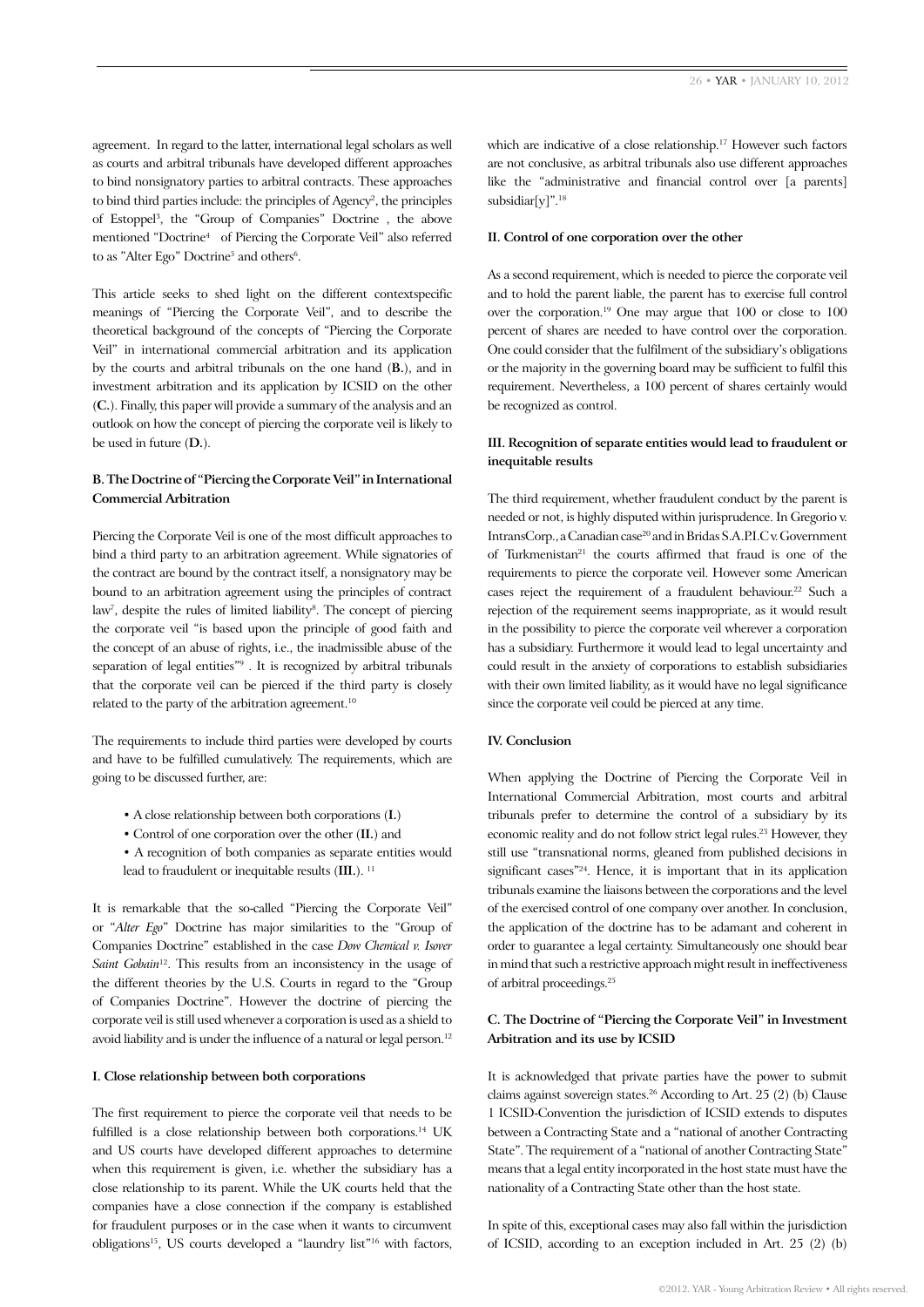agreement. In regard to the latter, international legal scholars as well as courts and arbitral tribunals have developed different approaches to bind nonsignatory parties to arbitral contracts. These approaches to bind third parties include: the principles of Agency[2], the principles of Estoppel[3], the "Group of Companies" Doctrine , the above mentioned "Doctrine[4] of Piercing the Corporate Veil" also referred to as "Alter Ego" Doctrine[5] and others[6].

This article seeks to shed light on the different contextspecific meanings of "Piercing the Corporate Veil", and to describe the theoretical background of the concepts of "Piercing the Corporate Veil" in international commercial arbitration and its application by the courts and arbitral tribunals on the one hand (**B.**), and in investment arbitration and its application by ICSID on the other (**C.**). Finally, this paper will provide a summary of the analysis and an outlook on how the concept of piercing the corporate veil is likely to be used in future (**D.**).

## B. The Doctrine of "Piercing the Corporate Veil" in International Commercial Arbitration

Piercing the Corporate Veil is one of the most difficult approaches to bind a third party to an arbitration agreement. While signatories of the contract are bound by the contract itself, a nonsignatory may be bound to an arbitration agreement using the principles of contract law[7], despite the rules of limited liability[8]. The concept of piercing the corporate veil "is based upon the principle of good faith and the concept of an abuse of rights, i.e., the inadmissible abuse of the separation of legal entities"[9] . It is recognized by arbitral tribunals that the corporate veil can be pierced if the third party is closely related to the party of the arbitration agreement.[10]

The requirements to include third parties were developed by courts and have to be fulfilled cumulatively. The requirements, which are going to be discussed further, are:

- A close relationship between both corporations (**I.**)
- Control of one corporation over the other (**II.**) and
- A recognition of both companies as separate entities would lead to fraudulent or inequitable results (**III.**). [11]

It is remarkable that the so-called "Piercing the Corporate Veil" or "*Alter Ego*" Doctrine has major similarities to the "Group of Companies Doctrine" established in the case *Dow Chemical v. Isover Saint Gobain*[12]. This results from an inconsistency in the usage of the different theories by the U.S. Courts in regard to the "Group of Companies Doctrine". However the doctrine of piercing the corporate veil is still used whenever a corporation is used as a shield to avoid liability and is under the influence of a natural or legal person.[12]

### I. Close relationship between both corporations

The first requirement to pierce the corporate veil that needs to be fulfilled is a close relationship between both corporations.[14] UK and US courts have developed different approaches to determine when this requirement is given, i.e. whether the subsidiary has a close relationship to its parent. While the UK courts held that the companies have a close connection if the company is established for fraudulent purposes or in the case when it wants to circumvent obligations[15], US courts developed a "laundry list"[16] with factors, which are indicative of a close relationship.[17] However such factors are not conclusive, as arbitral tribunals also use different approaches like the "administrative and financial control over [a parents] subsidiar[y]".[18]

### II. Control of one corporation over the other

As a second requirement, which is needed to pierce the corporate veil and to hold the parent liable, the parent has to exercise full control over the corporation.[19] One may argue that 100 or close to 100 percent of shares are needed to have control over the corporation. One could consider that the fulfilment of the subsidiary's obligations or the majority in the governing board may be sufficient to fulfil this requirement. Nevertheless, a 100 percent of shares certainly would be recognized as control.

### III. Recognition of separate entities would lead to fraudulent or inequitable results

The third requirement, whether fraudulent conduct by the parent is needed or not, is highly disputed within jurisprudence. In Gregorio v. IntransCorp., a Canadian case[20] and in Bridas S.A.P.I.C v. Government of Turkmenistan[21] the courts affirmed that fraud is one of the requirements to pierce the corporate veil. However some American cases reject the requirement of a fraudulent behaviour.[22] Such a rejection of the requirement seems inappropriate, as it would result in the possibility to pierce the corporate veil wherever a corporation has a subsidiary. Furthermore it would lead to legal uncertainty and could result in the anxiety of corporations to establish subsidiaries with their own limited liability, as it would have no legal significance since the corporate veil could be pierced at any time.

### IV. Conclusion

When applying the Doctrine of Piercing the Corporate Veil in International Commercial Arbitration, most courts and arbitral tribunals prefer to determine the control of a subsidiary by its economic reality and do not follow strict legal rules.[23] However, they still use "transnational norms, gleaned from published decisions in significant cases"[24]. Hence, it is important that in its application tribunals examine the liaisons between the corporations and the level of the exercised control of one company over another. In conclusion, the application of the doctrine has to be adamant and coherent in order to guarantee a legal certainty. Simultaneously one should bear in mind that such a restrictive approach might result in ineffectiveness of arbitral proceedings.[25]

## C. The Doctrine of "Piercing the Corporate Veil" in Investment Arbitration and its use by ICSID

It is acknowledged that private parties have the power to submit claims against sovereign states.[26] According to Art. 25 (2) (b) Clause 1 ICSID-Convention the jurisdiction of ICSID extends to disputes between a Contracting State and a "national of another Contracting State". The requirement of a "national of another Contracting State" means that a legal entity incorporated in the host state must have the nationality of a Contracting State other than the host state.

In spite of this, exceptional cases may also fall within the jurisdiction of ICSID, according to an exception included in Art. 25 (2) (b)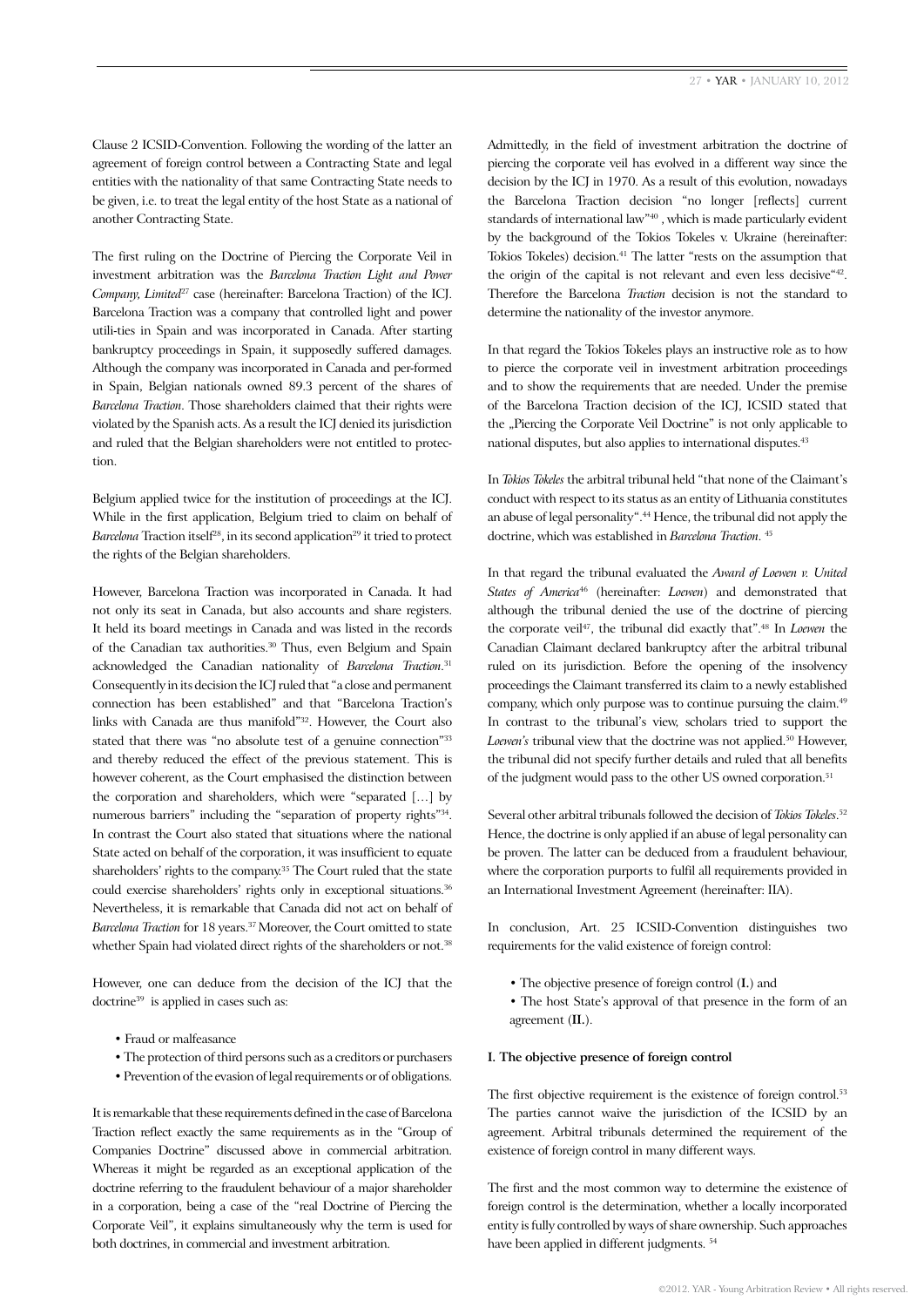Clause 2 ICSID-Convention. Following the wording of the latter an agreement of foreign control between a Contracting State and legal entities with the nationality of that same Contracting State needs to be given, i.e. to treat the legal entity of the host State as a national of another Contracting State.

The first ruling on the Doctrine of Piercing the Corporate Veil in investment arbitration was the *Barcelona Traction Light and Power Company, Limited*[27] case (hereinafter: Barcelona Traction) of the ICJ. Barcelona Traction was a company that controlled light and power utili-ties in Spain and was incorporated in Canada. After starting bankruptcy proceedings in Spain, it supposedly suffered damages. Although the company was incorporated in Canada and per-formed in Spain, Belgian nationals owned 89.3 percent of the shares of *Barcelona Traction*. Those shareholders claimed that their rights were violated by the Spanish acts. As a result the ICJ denied its jurisdiction and ruled that the Belgian shareholders were not entitled to protec-tion.

Belgium applied twice for the institution of proceedings at the ICJ. While in the first application, Belgium tried to claim on behalf of *Barcelona* Traction itself[28], in its second application[29] it tried to protect the rights of the Belgian shareholders.

However, Barcelona Traction was incorporated in Canada. It had not only its seat in Canada, but also accounts and share registers. It held its board meetings in Canada and was listed in the records of the Canadian tax authorities.[30] Thus, even Belgium and Spain acknowledged the Canadian nationality of *Barcelona Traction*.[31] Consequently in its decision the ICJ ruled that "a close and permanent connection has been established" and that "Barcelona Traction's links with Canada are thus manifold"[32]. However, the Court also stated that there was "no absolute test of a genuine connection"[33] and thereby reduced the effect of the previous statement. This is however coherent, as the Court emphasised the distinction between the corporation and shareholders, which were "separated […] by numerous barriers" including the "separation of property rights"[34]. In contrast the Court also stated that situations where the national State acted on behalf of the corporation, it was insufficient to equate shareholders' rights to the company.[35] The Court ruled that the state could exercise shareholders' rights only in exceptional situations.[36] Nevertheless, it is remarkable that Canada did not act on behalf of *Barcelona Traction* for 18 years.[37] Moreover, the Court omitted to state whether Spain had violated direct rights of the shareholders or not.[38]

However, one can deduce from the decision of the ICJ that the doctrine[39] is applied in cases such as:

- Fraud or malfeasance
- The protection of third persons such as a creditors or purchasers
- Prevention of the evasion of legal requirements or of obligations.

It is remarkable that these requirements defined in the case of Barcelona Traction reflect exactly the same requirements as in the "Group of Companies Doctrine" discussed above in commercial arbitration. Whereas it might be regarded as an exceptional application of the doctrine referring to the fraudulent behaviour of a major shareholder in a corporation, being a case of the "real Doctrine of Piercing the Corporate Veil", it explains simultaneously why the term is used for both doctrines, in commercial and investment arbitration.

Admittedly, in the field of investment arbitration the doctrine of piercing the corporate veil has evolved in a different way since the decision by the ICJ in 1970. As a result of this evolution, nowadays the Barcelona Traction decision "no longer [reflects] current standards of international law"[40] , which is made particularly evident by the background of the Tokios Tokeles v. Ukraine (hereinafter: Tokios Tokeles) decision.[41] The latter "rests on the assumption that the origin of the capital is not relevant and even less decisive"[42]. Therefore the Barcelona *Traction* decision is not the standard to determine the nationality of the investor anymore.

In that regard the Tokios Tokeles plays an instructive role as to how to pierce the corporate veil in investment arbitration proceedings and to show the requirements that are needed. Under the premise of the Barcelona Traction decision of the ICJ, ICSID stated that the „Piercing the Corporate Veil Doctrine" is not only applicable to national disputes, but also applies to international disputes.[43]

In *Tokios Tokeles* the arbitral tribunal held "that none of the Claimant's conduct with respect to its status as an entity of Lithuania constitutes an abuse of legal personality".[44] Hence, the tribunal did not apply the doctrine, which was established in *Barcelona Traction*.[45]

In that regard the tribunal evaluated the *Award of Loewen v. United States of America*[46] (hereinafter: *Loewen*) and demonstrated that although the tribunal denied the use of the doctrine of piercing the corporate veil[47], the tribunal did exactly that".[48] In *Loewen* the Canadian Claimant declared bankruptcy after the arbitral tribunal ruled on its jurisdiction. Before the opening of the insolvency proceedings the Claimant transferred its claim to a newly established company, which only purpose was to continue pursuing the claim.[49] In contrast to the tribunal's view, scholars tried to support the *Loewen's* tribunal view that the doctrine was not applied.[50] However, the tribunal did not specify further details and ruled that all benefits of the judgment would pass to the other US owned corporation.[51]

Several other arbitral tribunals followed the decision of *Tokios Tokeles*.[52] Hence, the doctrine is only applied if an abuse of legal personality can be proven. The latter can be deduced from a fraudulent behaviour, where the corporation purports to fulfil all requirements provided in an International Investment Agreement (hereinafter: IIA).

In conclusion, Art. 25 ICSID-Convention distinguishes two requirements for the valid existence of foreign control:

- The objective presence of foreign control (**I.**) and
- The host State's approval of that presence in the form of an agreement (**II.**).

**I. The objective presence of foreign control**

The first objective requirement is the existence of foreign control.[53] The parties cannot waive the jurisdiction of the ICSID by an agreement. Arbitral tribunals determined the requirement of the existence of foreign control in many different ways.

The first and the most common way to determine the existence of foreign control is the determination, whether a locally incorporated entity is fully controlled by ways of share ownership. Such approaches have been applied in different judgments.[54]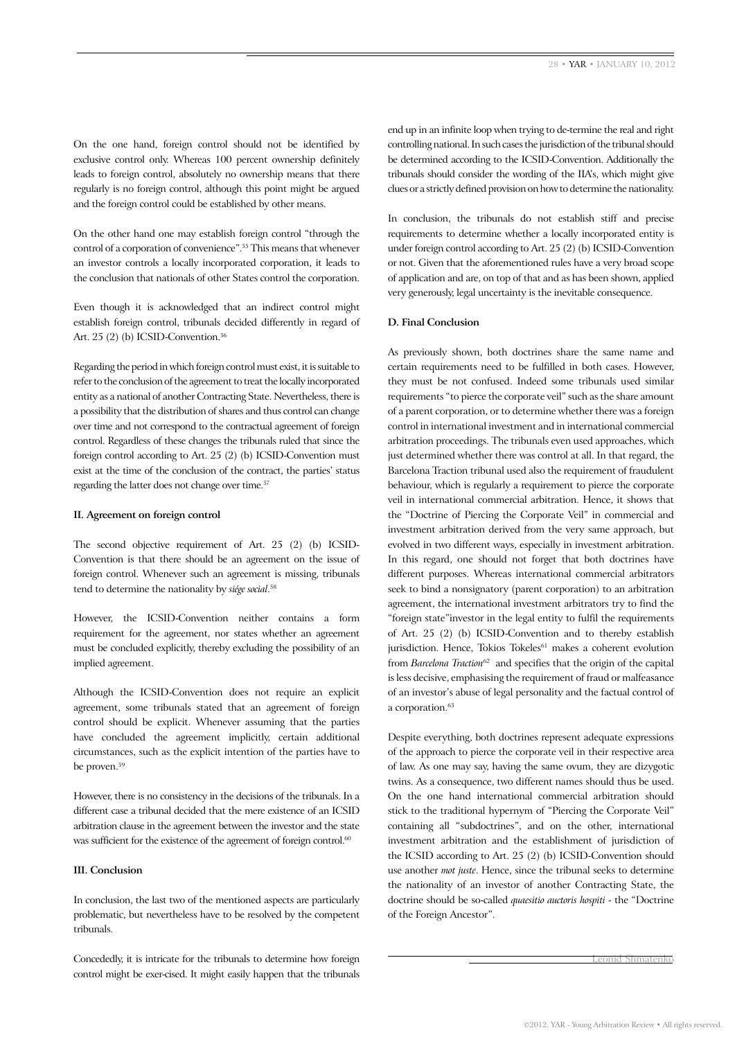On the one hand, foreign control should not be identified by exclusive control only. Whereas 100 percent ownership definitely leads to foreign control, absolutely no ownership means that there regularly is no foreign control, although this point might be argued and the foreign control could be established by other means.

On the other hand one may establish foreign control "through the control of a corporation of convenience".[55] This means that whenever an investor controls a locally incorporated corporation, it leads to the conclusion that nationals of other States control the corporation.

Even though it is acknowledged that an indirect control might establish foreign control, tribunals decided differently in regard of Art. 25 (2) (b) ICSID-Convention.[56]

Regarding the period in which foreign control must exist, it is suitable to refer to the conclusion of the agreement to treat the locally incorporated entity as a national of another Contracting State. Nevertheless, there is a possibility that the distribution of shares and thus control can change over time and not correspond to the contractual agreement of foreign control. Regardless of these changes the tribunals ruled that since the foreign control according to Art. 25 (2) (b) ICSID-Convention must exist at the time of the conclusion of the contract, the parties' status regarding the latter does not change over time.[57]

#### II. Agreement on foreign control

The second objective requirement of Art. 25 (2) (b) ICSID-Convention is that there should be an agreement on the issue of foreign control. Whenever such an agreement is missing, tribunals tend to determine the nationality by *siége social*.[58]

However, the ICSID-Convention neither contains a form requirement for the agreement, nor states whether an agreement must be concluded explicitly, thereby excluding the possibility of an implied agreement.

Although the ICSID-Convention does not require an explicit agreement, some tribunals stated that an agreement of foreign control should be explicit. Whenever assuming that the parties have concluded the agreement implicitly, certain additional circumstances, such as the explicit intention of the parties have to be proven.[59]

However, there is no consistency in the decisions of the tribunals. In a different case a tribunal decided that the mere existence of an ICSID arbitration clause in the agreement between the investor and the state was sufficient for the existence of the agreement of foreign control.[60]

#### III. Conclusion

In conclusion, the last two of the mentioned aspects are particularly problematic, but nevertheless have to be resolved by the competent tribunals.

Concededly, it is intricate for the tribunals to determine how foreign control might be exer-cised. It might easily happen that the tribunals end up in an infinite loop when trying to de-termine the real and right controlling national. In such cases the jurisdiction of the tribunal should be determined according to the ICSID-Convention. Additionally the tribunals should consider the wording of the IIA's, which might give clues or a strictly defined provision on how to determine the nationality.

In conclusion, the tribunals do not establish stiff and precise requirements to determine whether a locally incorporated entity is under foreign control according to Art. 25 (2) (b) ICSID-Convention or not. Given that the aforementioned rules have a very broad scope of application and are, on top of that and as has been shown, applied very generously, legal uncertainty is the inevitable consequence.

#### D. Final Conclusion

As previously shown, both doctrines share the same name and certain requirements need to be fulfilled in both cases. However, they must be not confused. Indeed some tribunals used similar requirements "to pierce the corporate veil" such as the share amount of a parent corporation, or to determine whether there was a foreign control in international investment and in international commercial arbitration proceedings. The tribunals even used approaches, which just determined whether there was control at all. In that regard, the Barcelona Traction tribunal used also the requirement of fraudulent behaviour, which is regularly a requirement to pierce the corporate veil in international commercial arbitration. Hence, it shows that the "Doctrine of Piercing the Corporate Veil" in commercial and investment arbitration derived from the very same approach, but evolved in two different ways, especially in investment arbitration. In this regard, one should not forget that both doctrines have different purposes. Whereas international commercial arbitrators seek to bind a nonsignatory (parent corporation) to an arbitration agreement, the international investment arbitrators try to find the "foreign state"investor in the legal entity to fulfil the requirements of Art. 25 (2) (b) ICSID-Convention and to thereby establish jurisdiction. Hence, Tokios Tokeles[61] makes a coherent evolution from *Barcelona Traction*[62] and specifies that the origin of the capital is less decisive, emphasising the requirement of fraud or malfeasance of an investor's abuse of legal personality and the factual control of a corporation.[63]

Despite everything, both doctrines represent adequate expressions of the approach to pierce the corporate veil in their respective area of law. As one may say, having the same ovum, they are dizygotic twins. As a consequence, two different names should thus be used. On the one hand international commercial arbitration should stick to the traditional hypernym of "Piercing the Corporate Veil" containing all "subdoctrines", and on the other, international investment arbitration and the establishment of jurisdiction of the ICSID according to Art. 25 (2) (b) ICSID-Convention should use another *mot juste*. Hence, since the tribunal seeks to determine the nationality of an investor of another Contracting State, the doctrine should be so-called *quaesitio auctoris hospiti* - the "Doctrine of the Foreign Ancestor".

Leonid Shmatenko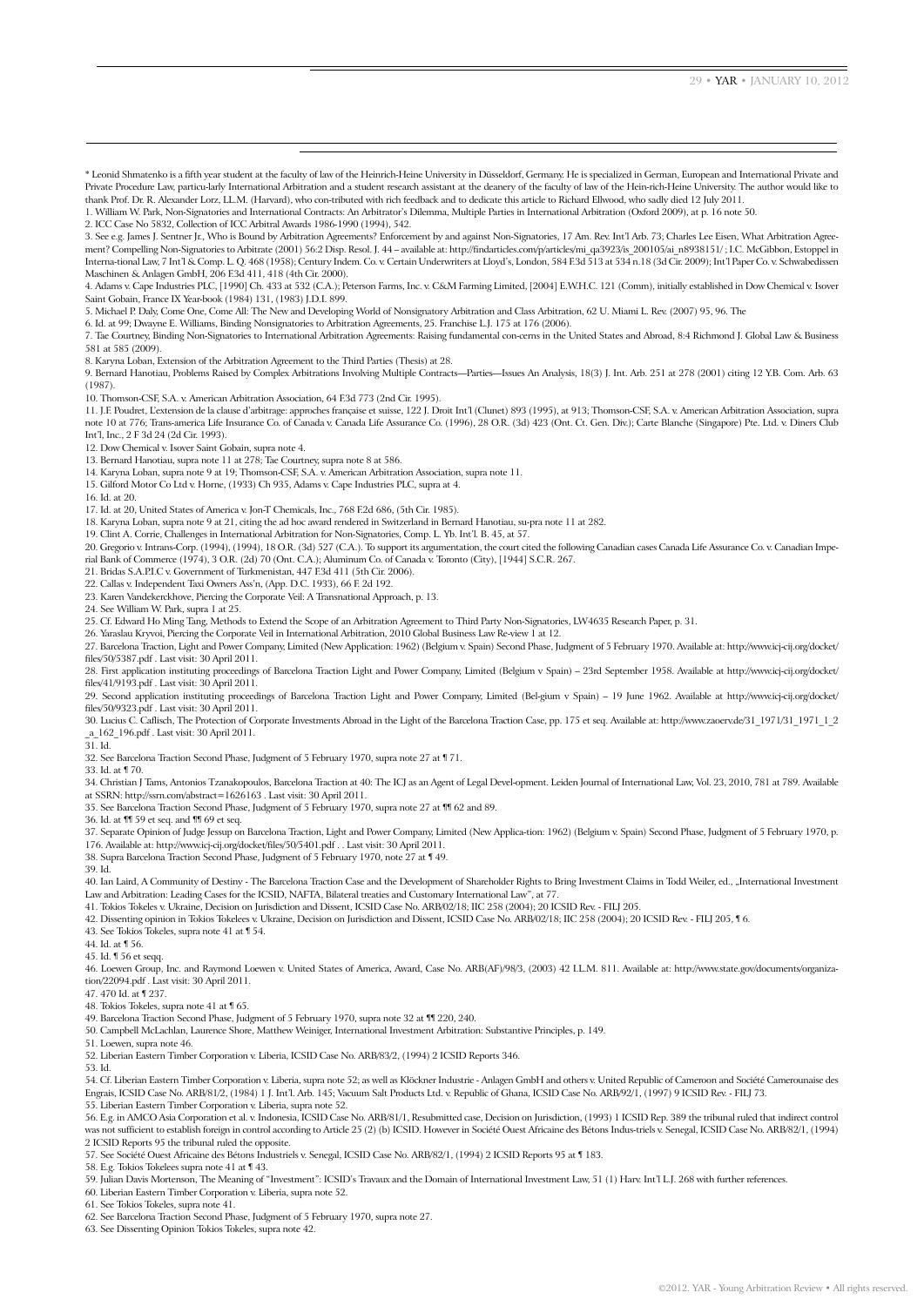* Leonid Shmatenko is a fifth year student at the faculty of law of the Heinrich-Heine University in Düsseldorf, Germany. He is specialized in German, European and International Private and Private Procedure Law, particu-larly International Arbitration and a student research assistant at the deanery of the faculty of law of the Hein-rich-Heine University. The author would like to thank Prof. Dr. R. Alexander Lorz, LL.M. (Harvard), who con-tributed with rich feedback and to dedicate this article to Richard Ellwood, who sadly died 12 July 2011.

1. William W. Park, Non-Signatories and International Contracts: An Arbitrator's Dilemma, Multiple Parties in International Arbitration (Oxford 2009), at p. 16 note 50.
2. ICC Case No 5832, Collection of ICC Arbitral Awards 1986-1990 (1994), 542.
3. See e.g. James J. Sentner Jr., Who is Bound by Arbitration Agreements? Enforcement by and against Non-Signatories, 17 Am. Rev. Int'l Arb. 73; Charles Lee Eisen, What Arbitration Agreement? Compelling Non-Signatories to Arbitrate (2001) 56:2 Disp. Resol. J. 44 – available at: http://findarticles.com/p/articles/mi_qa3923/is_200105/ai_n8938151/ ; I.C. McGibbon, Estoppel in Interna-tional Law, 7 Int'l & Comp. L. Q. 468 (1958); Century Indem. Co. v. Certain Underwriters at Lloyd's, London, 584 F.3d 513 at 534 n.18 (3d Cir. 2009); Int'l Paper Co. v. Schwabedissen Maschinen & Anlagen GmbH, 206 F.3d 411, 418 (4th Cir. 2000).
4. Adams v. Cape Industries PLC, [1990] Ch. 433 at 532 (C.A.); Peterson Farms, Inc. v. C&M Farming Limited, [2004] E.W.H.C. 121 (Comm), initially established in Dow Chemical v. Isover Saint Gobain, France IX Year-book (1984) 131, (1983) J.D.I. 899.
5. Michael P. Daly, Come One, Come All: The New and Developing World of Nonsignatory Arbitration and Class Arbitration, 62 U. Miami L. Rev. (2007) 95, 96. The
6. Id. at 99; Dwayne E. Williams, Binding Nonsignatories to Arbitration Agreements, 25. Franchise L.J. 175 at 176 (2006).
7. Tae Courtney, Binding Non-Signatories to International Arbitration Agreements: Raising fundamental con-cerns in the United States and Abroad, 8:4 Richmond J. Global Law & Business 581 at 585 (2009).
8. Karyna Loban, Extension of the Arbitration Agreement to the Third Parties (Thesis) at 28.
9. Bernard Hanotiau, Problems Raised by Complex Arbitrations Involving Multiple Contracts—Parties—Issues An Analysis, 18(3) J. Int. Arb. 251 at 278 (2001) citing 12 Y.B. Com. Arb. 63 (1987).
10. Thomson-CSF, S.A. v. American Arbitration Association, 64 F.3d 773 (2nd Cir. 1995).
11. J.F. Poudret, L'extension de la clause d'arbitrage: approches française et suisse, 122 J. Droit Int'l (Clunet) 893 (1995), at 913; Thomson-CSF, S.A. v. American Arbitration Association, supra note 10 at 776; Trans-america Life Insurance Co. of Canada v. Canada Life Assurance Co. (1996), 28 O.R. (3d) 423 (Ont. Ct. Gen. Div.); Carte Blanche (Singapore) Pte. Ltd. v. Diners Club Int'l, Inc., 2 F 3d 24 (2d Cir. 1993).
12. Dow Chemical v. Isover Saint Gobain, supra note 4.
13. Bernard Hanotiau, supra note 11 at 278; Tae Courtney, supra note 8 at 586.
14. Karyna Loban, supra note 9 at 19; Thomson-CSF, S.A. v. American Arbitration Association, supra note 11.
15. Gilford Motor Co Ltd v. Horne, (1933) Ch 935, Adams v. Cape Industries PLC, supra at 4.
16. Id. at 20.
17. Id. at 20, United States of America v. Jon-T Chemicals, Inc., 768 F.2d 686, (5th Cir. 1985).
18. Karyna Loban, supra note 9 at 21, citing the ad hoc award rendered in Switzerland in Bernard Hanotiau, su-pra note 11 at 282.
19. Clint A. Corrie, Challenges in International Arbitration for Non-Signatories, Comp. L. Yb. Int'l. B. 45, at 57.
20. Gregorio v. Intrans-Corp. (1994), (1994), 18 O.R. (3d) 527 (C.A.). To support its argumentation, the court cited the following Canadian cases Canada Life Assurance Co. v. Canadian Imperial Bank of Commerce (1974), 3 O.R. (2d) 70 (Ont. C.A.); Aluminum Co. of Canada v. Toronto (City), [1944] S.C.R. 267.
21. Bridas S.A.P.I.C v. Government of Turkmenistan, 447 F.3d 411 (5th Cir. 2006).
22. Callas v. Independent Taxi Owners Ass'n, (App. D.C. 1933), 66 F. 2d 192.
23. Karen Vandekerckhove, Piercing the Corporate Veil: A Transnational Approach, p. 13.
24. See William W. Park, supra 1 at 25.
25. Cf. Edward Ho Ming Tang, Methods to Extend the Scope of an Arbitration Agreement to Third Party Non-Signatories, LW4635 Research Paper, p. 31.
26. Yaraslau Kryvoi, Piercing the Corporate Veil in International Arbitration, 2010 Global Business Law Re-view 1 at 12.
27. Barcelona Traction, Light and Power Company, Limited (New Application: 1962) (Belgium v. Spain) Second Phase, Judgment of 5 February 1970. Available at: http://www.icj-cij.org/docket/files/50/5387.pdf . Last visit: 30 April 2011.
28. First application instituting proceedings of Barcelona Traction Light and Power Company, Limited (Belgium v Spain) – 23rd September 1958. Available at http://www.icj-cij.org/docket/files/41/9193.pdf . Last visit: 30 April 2011.
29. Second application instituting proceedings of Barcelona Traction Light and Power Company, Limited (Bel-gium v Spain) – 19 June 1962. Available at http://www.icj-cij.org/docket/files/50/9323.pdf . Last visit: 30 April 2011.
30. Lucius C. Caflisch, The Protection of Corporate Investments Abroad in the Light of the Barcelona Traction Case, pp. 175 et seq. Available at: http://www.zaoerv.de/31_1971/31_1971_1_2_a_162_196.pdf . Last visit: 30 April 2011.
31. Id.
32. See Barcelona Traction Second Phase, Judgment of 5 February 1970, supra note 27 at ¶ 71.
33. Id. at ¶ 70.
34. Christian J Tams, Antonios Tzanakopoulos, Barcelona Traction at 40: The ICJ as an Agent of Legal Devel-opment. Leiden Journal of International Law, Vol. 23, 2010, 781 at 789. Available at SSRN: http://ssrn.com/abstract=1626163 . Last visit: 30 April 2011.
35. See Barcelona Traction Second Phase, Judgment of 5 February 1970, supra note 27 at ¶¶ 62 and 89.
36. Id. at ¶¶ 59 et seq. and ¶¶ 69 et seq.
37. Separate Opinion of Judge Jessup on Barcelona Traction, Light and Power Company, Limited (New Applica-tion: 1962) (Belgium v. Spain) Second Phase, Judgment of 5 February 1970, p. 176. Available at: http://www.icj-cij.org/docket/files/50/5401.pdf . . Last visit: 30 April 2011.
38. Supra Barcelona Traction Second Phase, Judgment of 5 February 1970, supra note 27 at ¶ 49.
39. Id.
40. Ian Laird, A Community of Destiny - The Barcelona Traction Case and the Development of Shareholder Rights to Bring Investment Claims in Todd Weiler, ed., „International Investment Law and Arbitration: Leading Cases for the ICSID, NAFTA, Bilateral treaties and Customary International Law", at 77.
41. Tokios Tokeles v. Ukraine, Decision on Jurisdiction and Dissent, ICSID Case No. ARB/02/18; IIC 258 (2004); 20 ICSID Rev. - FILJ 205.
42. Dissenting opinion in Tokios Tokelees v. Ukraine, Decision on Jurisdiction and Dissent, ICSID Case No. ARB/02/18; IIC 258 (2004); 20 ICSID Rev. - FILJ 205, ¶ 6.
43. See Tokios Tokeles, supra note 41 at ¶ 54.
44. Id. at ¶ 56.
45. Id. ¶ 56 et seqq.
46. Loewen Group, Inc. and Raymond Loewen v. United States of America, Award, Case No. ARB(AF)/98/3, (2003) 42 I.L.M. 811. Available at: http://www.state.gov/documents/organization/22094.pdf . Last visit: 30 April 2011.
47. 470 Id. at ¶ 237.
48. Tokios Tokeles, supra note 41 at ¶ 65.
49. Barcelona Traction Second Phase, Judgment of 5 February 1970, supra note 32 at ¶¶ 220, 240.
50. Campbell McLachlan, Laurence Shore, Matthew Weiniger, International Investment Arbitration: Substantive Principles, p. 149.
51. Loewen, supra note 46.
52. Liberian Eastern Timber Corporation v. Liberia, ICSID Case No. ARB/83/2, (1994) 2 ICSID Reports 346.
53. Id.
54. Cf. Liberian Eastern Timber Corporation v. Liberia, supra note 52; as well as Klöckner Industrie - Anlagen GmbH and others v. United Republic of Cameroon and Société Camerounaise des Engrais, ICSID Case No. ARB/81/2, (1984) 1 J. Int'l. Arb. 145; Vacuum Salt Products Ltd. v. Republic of Ghana, ICSID Case No. ARB/92/1, (1997) 9 ICSID Rev. - FILJ 73.
55. Liberian Eastern Timber Corporation v. Liberia, supra note 52.
56. E.g. in AMCO Asia Corporation et al. v. Indonesia, ICSID Case No. ARB/81/1, Resubmitted case, Decision on Jurisdiction, (1993) 1 ICSID Rep. 389 the tribunal ruled that indirect control was not sufficient to establish foreign in control according to Article 25 (2) (b) ICSID. However in Société Ouest Africaine des Bétons Indus-triels v. Senegal, ICSID Case No. ARB/82/1, (1994) 2 ICSID Reports 95 the tribunal ruled the opposite.
57. See Société Ouest Africaine des Bétons Industriels v. Senegal, ICSID Case No. ARB/82/1, (1994) 2 ICSID Reports 95 at ¶ 183.
58. E.g. Tokios Tokelees supra note 41 at ¶ 43.
59. Julian Davis Mortenson, The Meaning of "Investment": ICSID's Travaux and the Domain of International Investment Law, 51 (1) Harv. Int'l L.J. 268 with further references.
60. Liberian Eastern Timber Corporation v. Liberia, supra note 52.
61. See Tokios Tokeles, supra note 41.
62. See Barcelona Traction Second Phase, Judgment of 5 February 1970, supra note 27.
63. See Dissenting Opinion Tokios Tokeles, supra note 42.